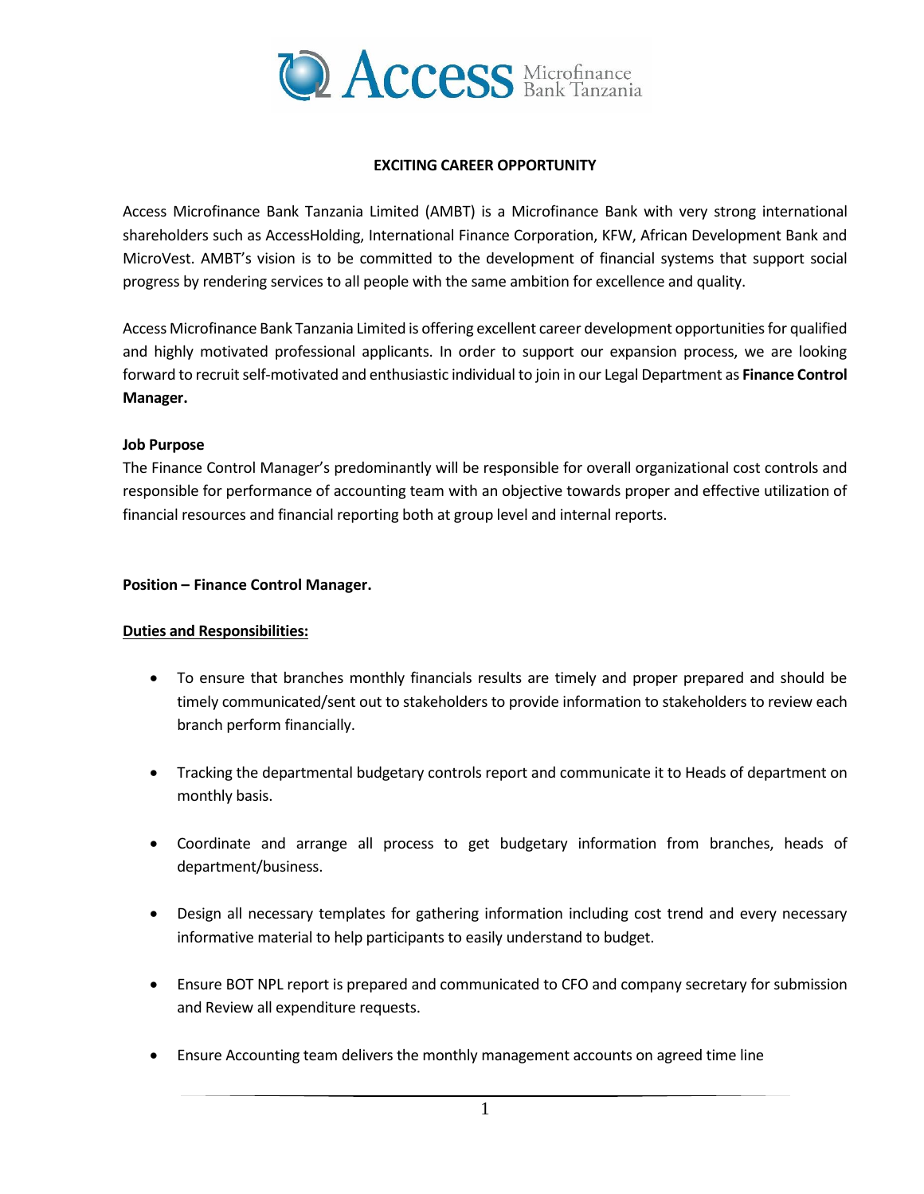## EXCITING CAREER OPPORTUNITY

Access Microfinance Bank Tanzania Limited (AMBT) is a Microfinance Bank with very strong international shareholders such as AccessHolding, International Finance Corporation, KFW, African Development Bank and MicroVest. AMBT's vision is to be committed to the development of financial systems that support social progress by rendering services to all people with the same ambition for excellence and quality.

Access Microfinance Bank Tanzania Limited is offering excellent career development opportunities for qualified and highly motivated professional applicants. In order to support our expansion process, we are looking forward to recruit self-motivated and enthusiastic individual to join in our Legal Department as **Finance Control Manager.**

**Job Purpose**

The Finance Control Manager's predominantly will be responsible for overall organizational cost controls and responsible for performance of accounting team with an objective towards proper and effective utilization of financial resources and financial reporting both at group level and internal reports.

**Position – Finance Control Manager.**

**Duties and Responsibilities:**

- To ensure that branches monthly financials results are timely and proper prepared and should be timely communicated/sent out to stakeholders to provide information to stakeholders to review each branch perform financially.
- Tracking the departmental budgetary controls report and communicate it to Heads of department on monthly basis.
- Coordinate and arrange all process to get budgetary information from branches, heads of department/business.
- Design all necessary templates for gathering information including cost trend and every necessary informative material to help participants to easily understand to budget.
- Ensure BOT NPL report is prepared and communicated to CFO and company secretary for submission and Review all expenditure requests.
- Ensure Accounting team delivers the monthly management accounts on agreed time line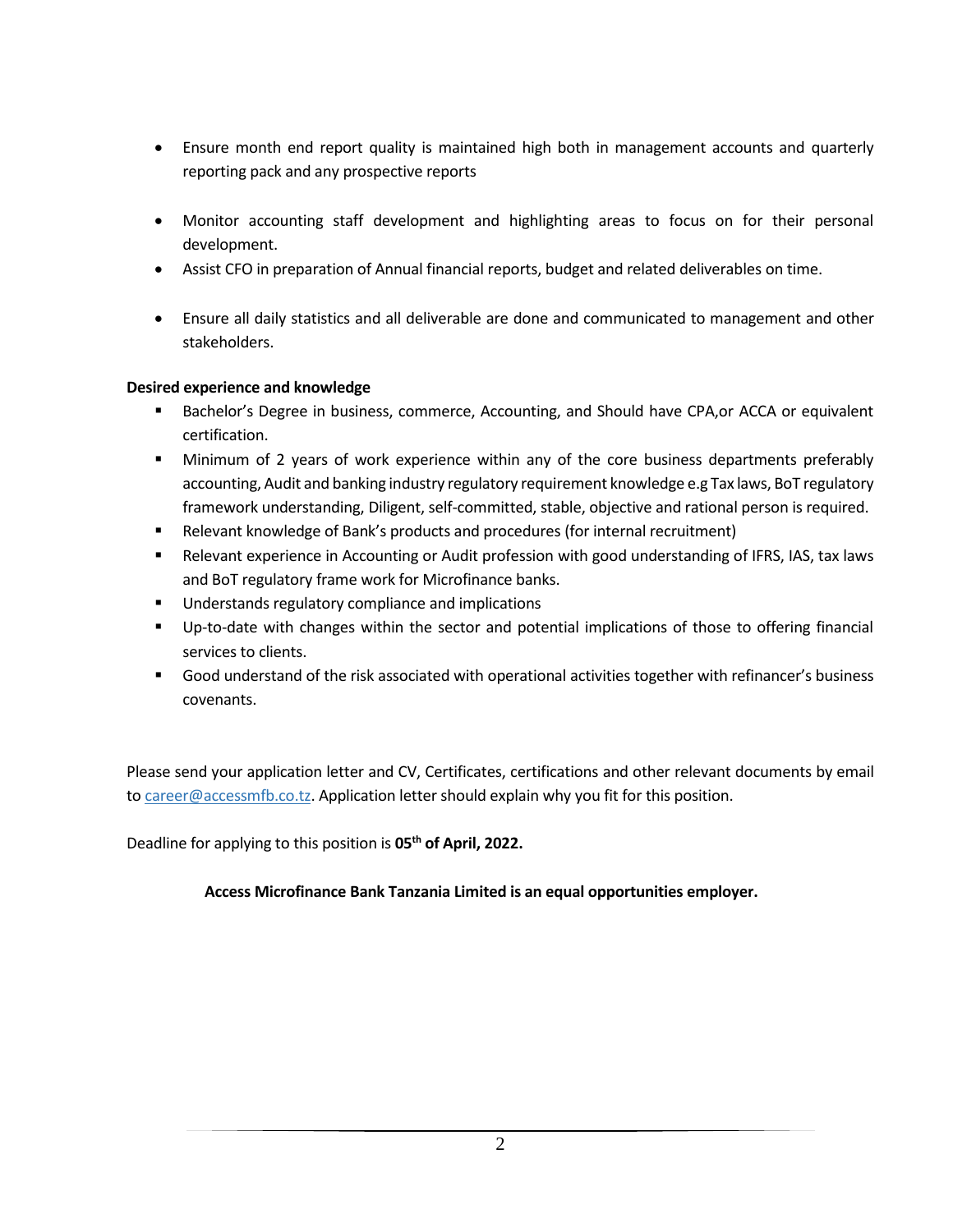- Ensure month end report quality is maintained high both in management accounts and quarterly reporting pack and any prospective reports

- Monitor accounting staff development and highlighting areas to focus on for their personal development.
- Assist CFO in preparation of Annual financial reports, budget and related deliverables on time.

- Ensure all daily statistics and all deliverable are done and communicated to management and other stakeholders.

**Desired experience and knowledge**

- Bachelor's Degree in business, commerce, Accounting, and Should have CPA,or ACCA or equivalent certification.
- Minimum of 2 years of work experience within any of the core business departments preferably accounting, Audit and banking industry regulatory requirement knowledge e.g Tax laws, BoT regulatory framework understanding, Diligent, self-committed, stable, objective and rational person is required.
- Relevant knowledge of Bank's products and procedures (for internal recruitment)
- Relevant experience in Accounting or Audit profession with good understanding of IFRS, IAS, tax laws and BoT regulatory frame work for Microfinance banks.
- Understands regulatory compliance and implications
- Up-to-date with changes within the sector and potential implications of those to offering financial services to clients.
- Good understand of the risk associated with operational activities together with refinancer's business covenants.

Please send your application letter and CV, Certificates, certifications and other relevant documents by email to career@accessmfb.co.tz. Application letter should explain why you fit for this position.

Deadline for applying to this position is **05th of April, 2022.**

**Access Microfinance Bank Tanzania Limited is an equal opportunities employer.**